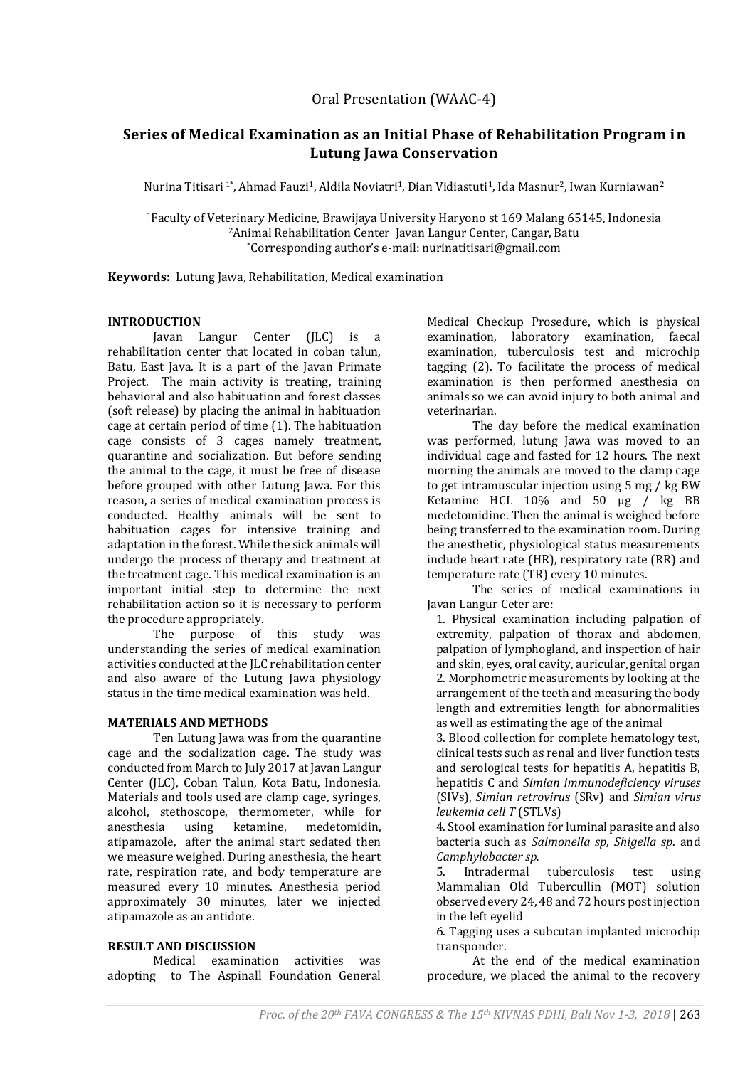Oral Presentation (WAAC-4)

# Series of Medical Examination as an Initial Phase of Rehabilitation Program in Lutung Jawa Conservation

Nurina Titisari [1*], Ahmad Fauzi[1], Aldila Noviatri[1], Dian Vidiastuti[1], Ida Masnur[2], Iwan Kurniawan[2]

[1]Faculty of Veterinary Medicine, Brawijaya University Haryono st 169 Malang 65145, Indonesia
[2]Animal Rehabilitation Center Javan Langur Center, Cangar, Batu
[*]Corresponding author's e-mail: nurinatitisari@gmail.com

**Keywords:** Lutung Jawa, Rehabilitation, Medical examination

## INTRODUCTION

Javan Langur Center (JLC) is a rehabilitation center that located in coban talun, Batu, East Java. It is a part of the Javan Primate Project. The main activity is treating, training behavioral and also habituation and forest classes (soft release) by placing the animal in habituation cage at certain period of time (1). The habituation cage consists of 3 cages namely treatment, quarantine and socialization. But before sending the animal to the cage, it must be free of disease before grouped with other Lutung Jawa. For this reason, a series of medical examination process is conducted. Healthy animals will be sent to habituation cages for intensive training and adaptation in the forest. While the sick animals will undergo the process of therapy and treatment at the treatment cage. This medical examination is an important initial step to determine the next rehabilitation action so it is necessary to perform the procedure appropriately.

The purpose of this study was understanding the series of medical examination activities conducted at the JLC rehabilitation center and also aware of the Lutung Jawa physiology status in the time medical examination was held.

## MATERIALS AND METHODS

Ten Lutung Jawa was from the quarantine cage and the socialization cage. The study was conducted from March to July 2017 at Javan Langur Center (JLC), Coban Talun, Kota Batu, Indonesia. Materials and tools used are clamp cage, syringes, alcohol, stethoscope, thermometer, while for anesthesia using ketamine, medetomidin, atipamazole, after the animal start sedated then we measure weighed. During anesthesia, the heart rate, respiration rate, and body temperature are measured every 10 minutes. Anesthesia period approximately 30 minutes, later we injected atipamazole as an antidote.

## RESULT AND DISCUSSION

Medical examination activities was adopting to The Aspinall Foundation General Medical Checkup Prosedure, which is physical examination, laboratory examination, faecal examination, tuberculosis test and microchip tagging (2). To facilitate the process of medical examination is then performed anesthesia on animals so we can avoid injury to both animal and veterinarian.

The day before the medical examination was performed, lutung Jawa was moved to an individual cage and fasted for 12 hours. The next morning the animals are moved to the clamp cage to get intramuscular injection using 5 mg / kg BW Ketamine HCL 10% and 50 µg / kg BB medetomidine. Then the animal is weighed before being transferred to the examination room. During the anesthetic, physiological status measurements include heart rate (HR), respiratory rate (RR) and temperature rate (TR) every 10 minutes.

The series of medical examinations in Javan Langur Ceter are:

1. Physical examination including palpation of extremity, palpation of thorax and abdomen, palpation of lymphogland, and inspection of hair and skin, eyes, oral cavity, auricular, genital organ
2. Morphometric measurements by looking at the arrangement of the teeth and measuring the body length and extremities length for abnormalities as well as estimating the age of the animal
3. Blood collection for complete hematology test, clinical tests such as renal and liver function tests and serological tests for hepatitis A, hepatitis B, hepatitis C and *Simian immunodeficiency viruses* (SIVs), *Simian retrovirus* (SRv) and *Simian virus leukemia cell T* (STLVs)
4. Stool examination for luminal parasite and also bacteria such as *Salmonella sp*, *Shigella sp*. and *Camphylobacter sp.*
5. Intradermal tuberculosis test using Mammalian Old Tubercullin (MOT) solution observed every 24, 48 and 72 hours post injection in the left eyelid
6. Tagging uses a subcutan implanted microchip transponder.

At the end of the medical examination procedure, we placed the animal to the recovery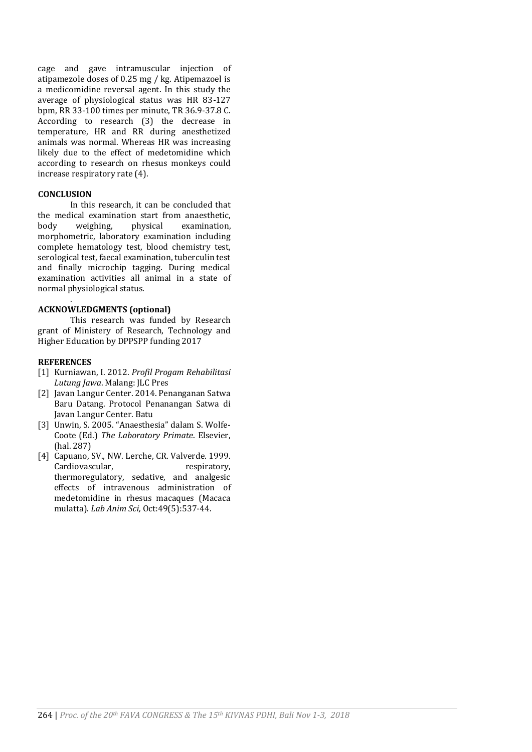cage and gave intramuscular injection of atipamezole doses of 0.25 mg / kg. Atipemazoel is a medicomidine reversal agent. In this study the average of physiological status was HR 83-127 bpm, RR 33-100 times per minute, TR 36.9-37.8 C. According to research (3) the decrease in temperature, HR and RR during anesthetized animals was normal. Whereas HR was increasing likely due to the effect of medetomidine which according to research on rhesus monkeys could increase respiratory rate (4).

## CONCLUSION

In this research, it can be concluded that the medical examination start from anaesthetic, body weighing, physical examination, morphometric, laboratory examination including complete hematology test, blood chemistry test, serological test, faecal examination, tuberculin test and finally microchip tagging. During medical examination activities all animal in a state of normal physiological status.

.

## ACKNOWLEDGMENTS (optional)

This research was funded by Research grant of Ministery of Research, Technology and Higher Education by DPPSPP funding 2017

## REFERENCES

[1] Kurniawan, I. 2012. *Profil Progam Rehabilitasi Lutung Jawa*. Malang: JLC Pres

[2] Javan Langur Center. 2014. Penanganan Satwa Baru Datang. Protocol Penanangan Satwa di Javan Langur Center. Batu

[3] Unwin, S. 2005. "Anaesthesia" dalam S. Wolfe-Coote (Ed.) *The Laboratory Primate*. Elsevier, (hal. 287)

[4] Capuano, SV., NW. Lerche, CR. Valverde. 1999. Cardiovascular, respiratory, thermoregulatory, sedative, and analgesic effects of intravenous administration of medetomidine in rhesus macaques (Macaca mulatta). *Lab Anim Sci*, Oct:49(5):537-44.